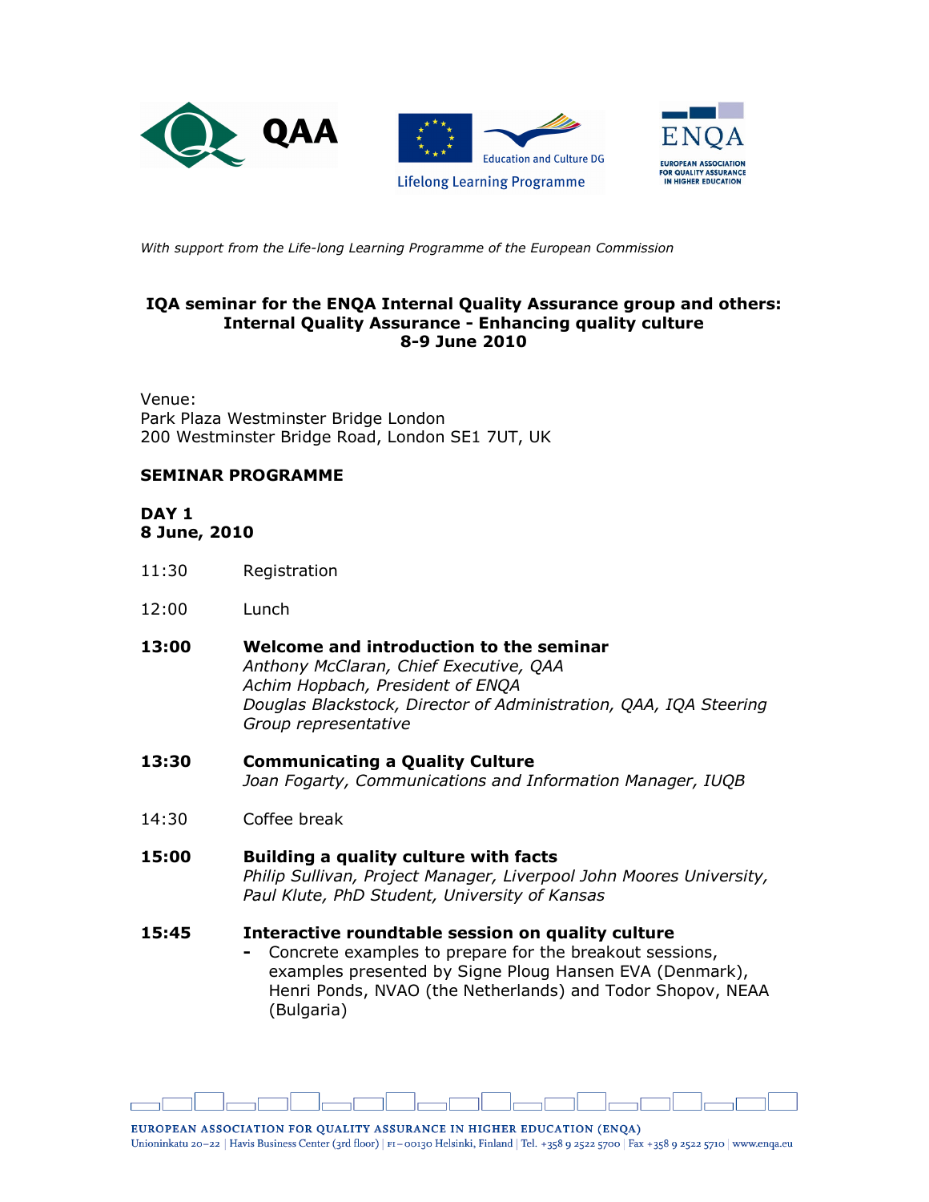*With support from the Life-long Learning Programme of the European Commission*

**IQA seminar for the ENQA Internal Quality Assurance group and others:**
**Internal Quality Assurance - Enhancing quality culture**
**8-9 June 2010**

Venue:
Park Plaza Westminster Bridge London
200 Westminster Bridge Road, London SE1 7UT, UK

## SEMINAR PROGRAMME

### DAY 1
### 8 June, 2010

11:30 Registration

12:00 Lunch

**13:00 Welcome and introduction to the seminar**
*Anthony McClaran, Chief Executive, QAA*
*Achim Hopbach, President of ENQA*
*Douglas Blackstock, Director of Administration, QAA, IQA Steering Group representative*

**13:30 Communicating a Quality Culture**
*Joan Fogarty, Communications and Information Manager, IUQB*

14:30 Coffee break

**15:00 Building a quality culture with facts**
*Philip Sullivan, Project Manager, Liverpool John Moores University,*
*Paul Klute, PhD Student, University of Kansas*

**15:45 Interactive roundtable session on quality culture**

- Concrete examples to prepare for the breakout sessions, examples presented by Signe Ploug Hansen EVA (Denmark), Henri Ponds, NVAO (the Netherlands) and Todor Shopov, NEAA (Bulgaria)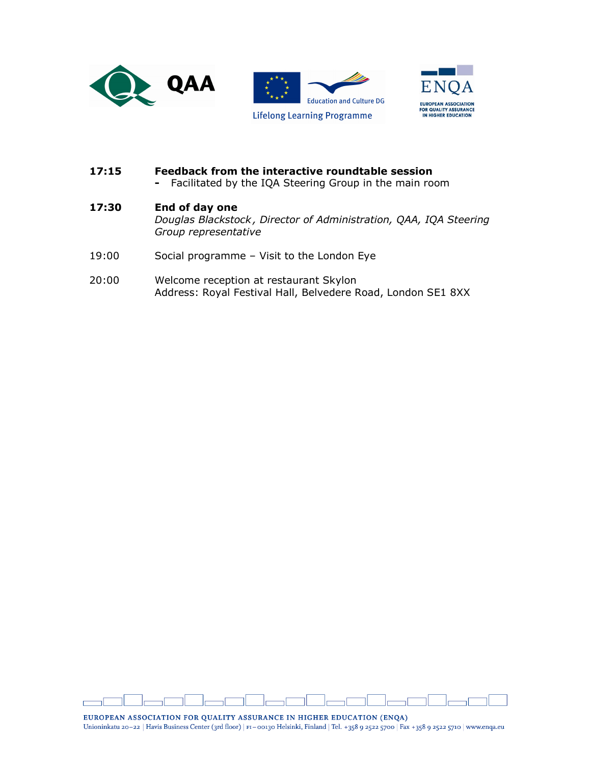**17:15** **Feedback from the interactive roundtable session**

- Facilitated by the IQA Steering Group in the main room

**17:30** **End of day one**

*Douglas Blackstock, Director of Administration, QAA, IQA Steering Group representative*

19:00 Social programme – Visit to the London Eye

20:00 Welcome reception at restaurant Skylon

Address: Royal Festival Hall, Belvedere Road, London SE1 8XX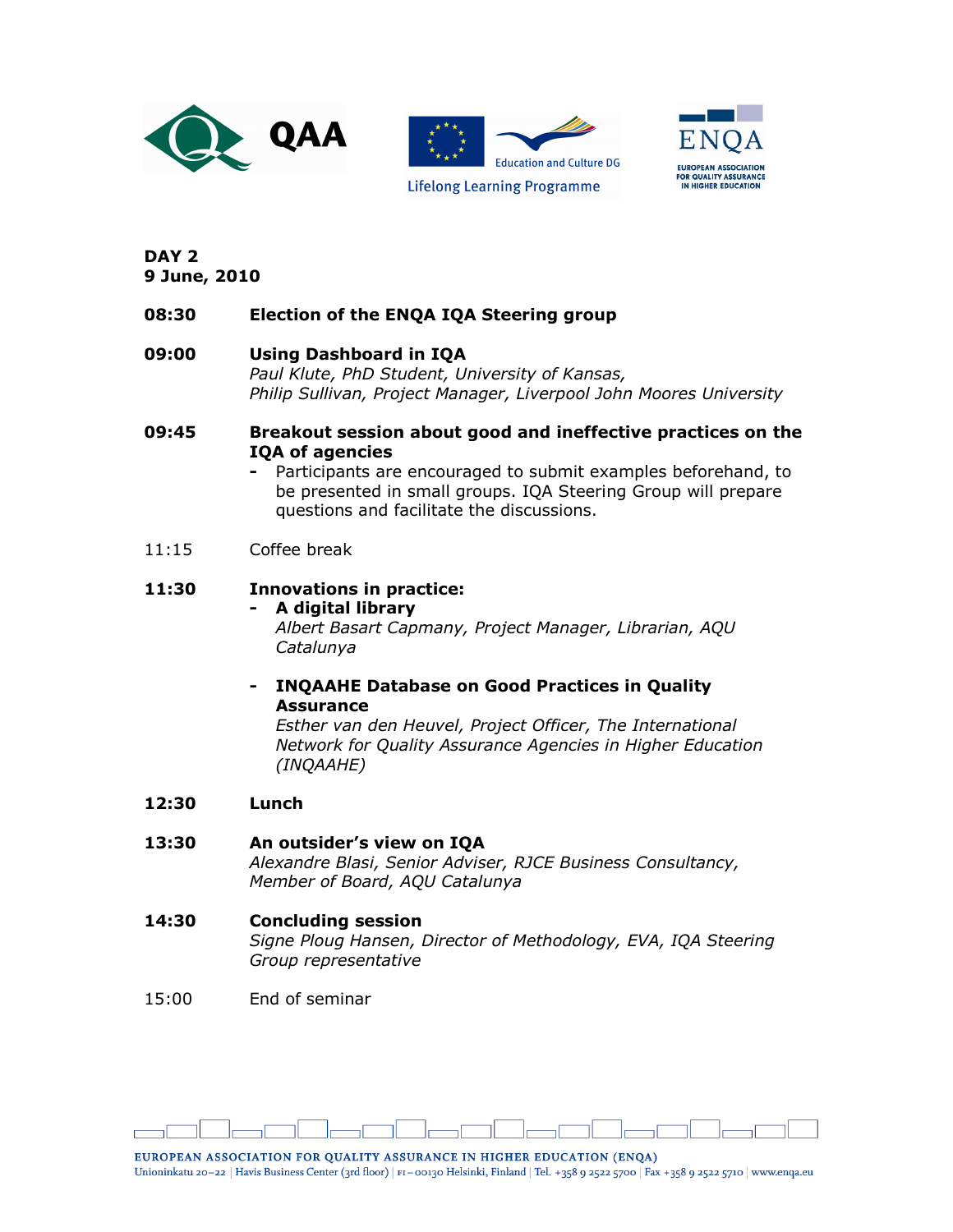**DAY 2**
**9 June, 2010**

**08:30** **Election of the ENQA IQA Steering group**

**09:00** **Using Dashboard in IQA**
*Paul Klute, PhD Student, University of Kansas,*
*Philip Sullivan, Project Manager, Liverpool John Moores University*

**09:45** **Breakout session about good and ineffective practices on the IQA of agencies**

- Participants are encouraged to submit examples beforehand, to be presented in small groups. IQA Steering Group will prepare questions and facilitate the discussions.

11:15 Coffee break

**11:30** **Innovations in practice:**

- **A digital library**
  *Albert Basart Capmany, Project Manager, Librarian, AQU Catalunya*

- **INQAAHE Database on Good Practices in Quality Assurance**
  *Esther van den Heuvel, Project Officer, The International Network for Quality Assurance Agencies in Higher Education (INQAAHE)*

**12:30** **Lunch**

**13:30** **An outsider's view on IQA**
*Alexandre Blasi, Senior Adviser, RJCE Business Consultancy, Member of Board, AQU Catalunya*

**14:30** **Concluding session**
*Signe Ploug Hansen, Director of Methodology, EVA, IQA Steering Group representative*

15:00 End of seminar

EUROPEAN ASSOCIATION FOR QUALITY ASSURANCE IN HIGHER EDUCATION (ENQA)
Unioninkatu 20–22 | Havis Business Center (3rd floor) | FI–00130 Helsinki, Finland | Tel. +358 9 2522 5700 | Fax +358 9 2522 5710 | www.enqa.eu